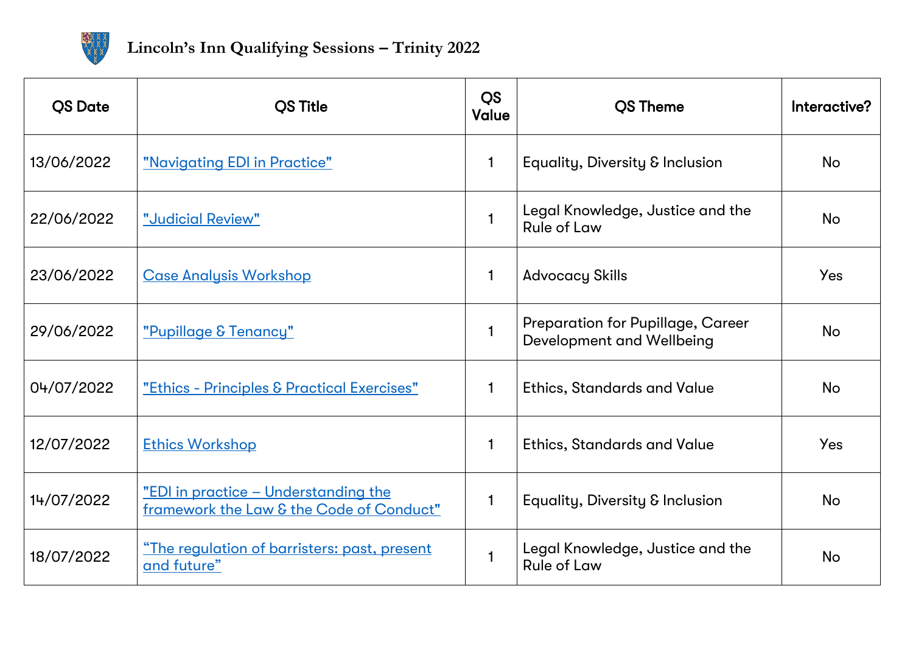# Lincoln's Inn Qualifying Sessions – Trinity 2022

| QS Date | QS Title | QS Value | QS Theme | Interactive? |
|---|---|---|---|---|
| 13/06/2022 | "Navigating EDI in Practice" | 1 | Equality, Diversity & Inclusion | No |
| 22/06/2022 | "Judicial Review" | 1 | Legal Knowledge, Justice and the Rule of Law | No |
| 23/06/2022 | Case Analysis Workshop | 1 | Advocacy Skills | Yes |
| 29/06/2022 | "Pupillage & Tenancy" | 1 | Preparation for Pupillage, Career Development and Wellbeing | No |
| 04/07/2022 | "Ethics - Principles & Practical Exercises" | 1 | Ethics, Standards and Value | No |
| 12/07/2022 | Ethics Workshop | 1 | Ethics, Standards and Value | Yes |
| 14/07/2022 | "EDI in practice – Understanding the framework the Law & the Code of Conduct" | 1 | Equality, Diversity & Inclusion | No |
| 18/07/2022 | "The regulation of barristers: past, present and future" | 1 | Legal Knowledge, Justice and the Rule of Law | No |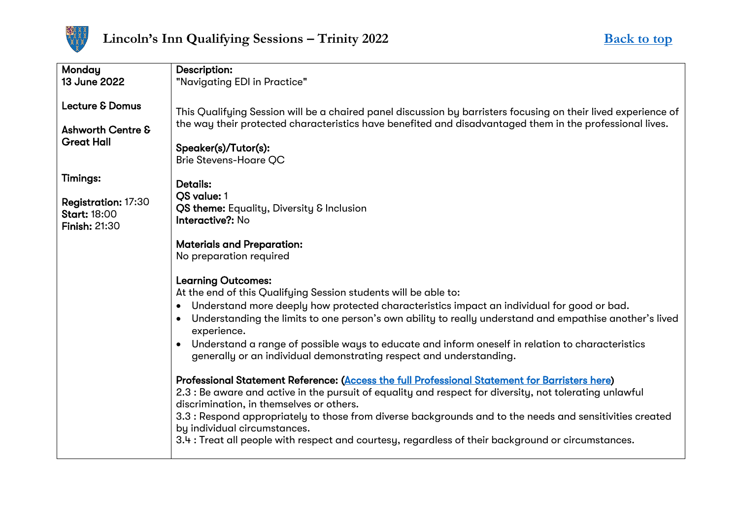| Monday 13 June 2022<br><br>Lecture & Domus<br><br>Ashworth Centre & Great Hall<br><br>Timings:<br><br>**Registration:** 17:30<br>**Start:** 18:00<br>**Finish:** 21:30 | **Description:**<br>"Navigating EDI in Practice"<br><br>This Qualifying Session will be a chaired panel discussion by barristers focusing on their lived experience of the way their protected characteristics have benefited and disadvantaged them in the professional lives.<br><br>**Speaker(s)/Tutor(s):**<br>Brie Stevens-Hoare QC<br><br>**Details:**<br>**QS value:** 1<br>**QS theme:** Equality, Diversity & Inclusion<br>**Interactive?:** No<br><br>**Materials and Preparation:**<br>No preparation required<br><br>**Learning Outcomes:**<br>At the end of this Qualifying Session students will be able to:<br>• Understand more deeply how protected characteristics impact an individual for good or bad.<br>• Understanding the limits to one person's own ability to really understand and empathise another's lived experience.<br>• Understand a range of possible ways to educate and inform oneself in relation to characteristics generally or an individual demonstrating respect and understanding.<br><br>**Professional Statement Reference:** (Access the full Professional Statement for Barristers here)<br>2.3 : Be aware and active in the pursuit of equality and respect for diversity, not tolerating unlawful discrimination, in themselves or others.<br>3.3 : Respond appropriately to those from diverse backgrounds and to the needs and sensitivities created by individual circumstances.<br>3.4 : Treat all people with respect and courtesy, regardless of their background or circumstances. |
|---|---|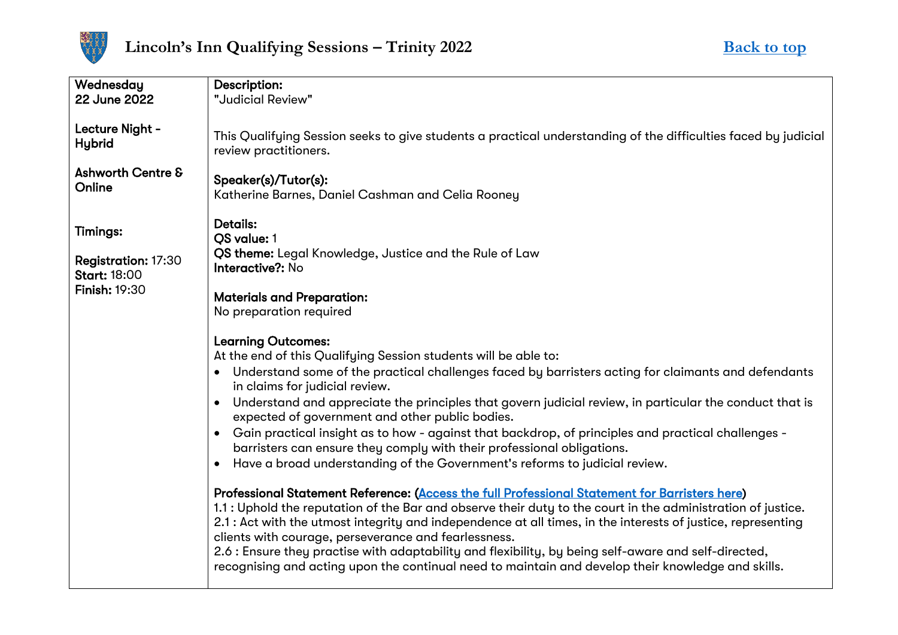| Wednesday 22 June 2022<br><br>Lecture Night - Hybrid<br><br>Ashworth Centre & Online<br><br>Timings:<br><br>**Registration:** 17:30<br>**Start:** 18:00<br>**Finish:** 19:30 | **Description:**<br>"Judicial Review"<br><br>This Qualifying Session seeks to give students a practical understanding of the difficulties faced by judicial review practitioners.<br><br>**Speaker(s)/Tutor(s):**<br>Katherine Barnes, Daniel Cashman and Celia Rooney<br><br>**Details:**<br>**QS value:** 1<br>**QS theme:** Legal Knowledge, Justice and the Rule of Law<br>**Interactive?:** No<br><br>**Materials and Preparation:**<br>No preparation required<br><br>**Learning Outcomes:**<br>At the end of this Qualifying Session students will be able to:<br>• Understand some of the practical challenges faced by barristers acting for claimants and defendants in claims for judicial review.<br>• Understand and appreciate the principles that govern judicial review, in particular the conduct that is expected of government and other public bodies.<br>• Gain practical insight as to how - against that backdrop, of principles and practical challenges - barristers can ensure they comply with their professional obligations.<br>• Have a broad understanding of the Government's reforms to judicial review.<br><br>**Professional Statement Reference: (Access the full Professional Statement for Barristers here)**<br>1.1 : Uphold the reputation of the Bar and observe their duty to the court in the administration of justice.<br>2.1 : Act with the utmost integrity and independence at all times, in the interests of justice, representing clients with courage, perseverance and fearlessness.<br>2.6 : Ensure they practise with adaptability and flexibility, by being self-aware and self-directed, recognising and acting upon the continual need to maintain and develop their knowledge and skills. |
|---|---|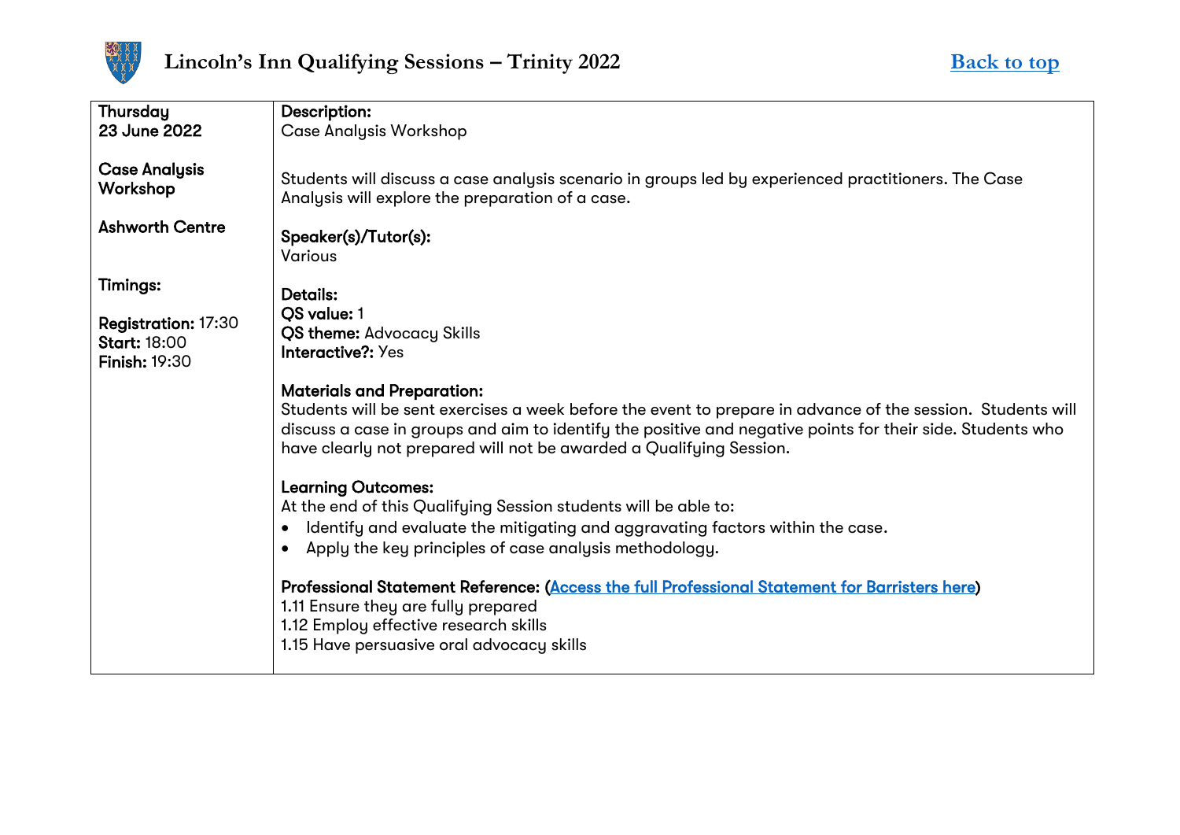| Thursday<br>**23 June 2022**<br><br>**Case Analysis Workshop**<br><br>**Ashworth Centre**<br><br>**Timings:**<br><br>**Registration:** 17:30<br>**Start:** 18:00<br>**Finish:** 19:30 | **Description:**<br>Case Analysis Workshop<br><br>Students will discuss a case analysis scenario in groups led by experienced practitioners. The Case Analysis will explore the preparation of a case.<br><br>**Speaker(s)/Tutor(s):**<br>Various<br><br>**Details:**<br>**QS value:** 1<br>**QS theme:** Advocacy Skills<br>**Interactive?:** Yes<br><br>**Materials and Preparation:**<br>Students will be sent exercises a week before the event to prepare in advance of the session. Students will discuss a case in groups and aim to identify the positive and negative points for their side. Students who have clearly not prepared will not be awarded a Qualifying Session.<br><br>**Learning Outcomes:**<br>At the end of this Qualifying Session students will be able to:<br>• Identify and evaluate the mitigating and aggravating factors within the case.<br>• Apply the key principles of case analysis methodology.<br><br>**Professional Statement Reference:** (Access the full Professional Statement for Barristers here)<br>1.11 Ensure they are fully prepared<br>1.12 Employ effective research skills<br>1.15 Have persuasive oral advocacy skills |
|---|---|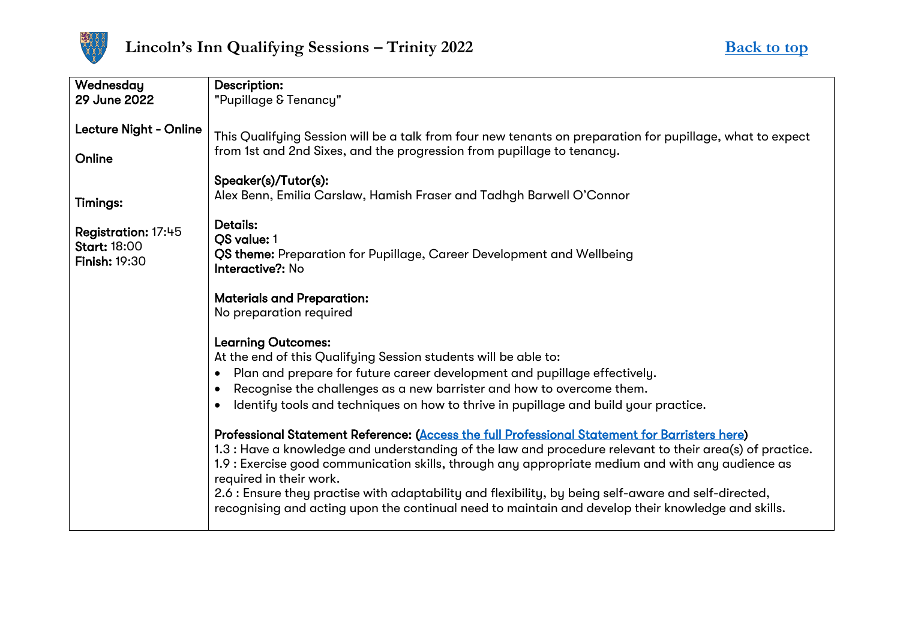| Wednesday<br>29 June 2022<br><br>Lecture Night - Online<br><br>Online<br><br>Timings:<br><br>**Registration:** 17:45<br>**Start:** 18:00<br>**Finish:** 19:30 | **Description:**<br>"Pupillage & Tenancy"<br><br>This Qualifying Session will be a talk from four new tenants on preparation for pupillage, what to expect from 1st and 2nd Sixes, and the progression from pupillage to tenancy.<br><br>**Speaker(s)/Tutor(s):**<br>Alex Benn, Emilia Carslaw, Hamish Fraser and Tadhgh Barwell O'Connor<br><br>**Details:**<br>**QS value:** 1<br>**QS theme:** Preparation for Pupillage, Career Development and Wellbeing<br>**Interactive?:** No<br><br>**Materials and Preparation:**<br>No preparation required<br><br>**Learning Outcomes:**<br>At the end of this Qualifying Session students will be able to:<br>• Plan and prepare for future career development and pupillage effectively.<br>• Recognise the challenges as a new barrister and how to overcome them.<br>• Identify tools and techniques on how to thrive in pupillage and build your practice.<br><br>**Professional Statement Reference: (Access the full Professional Statement for Barristers here)**<br>1.3 : Have a knowledge and understanding of the law and procedure relevant to their area(s) of practice.<br>1.9 : Exercise good communication skills, through any appropriate medium and with any audience as required in their work.<br>2.6 : Ensure they practise with adaptability and flexibility, by being self-aware and self-directed, recognising and acting upon the continual need to maintain and develop their knowledge and skills. |
|---|---|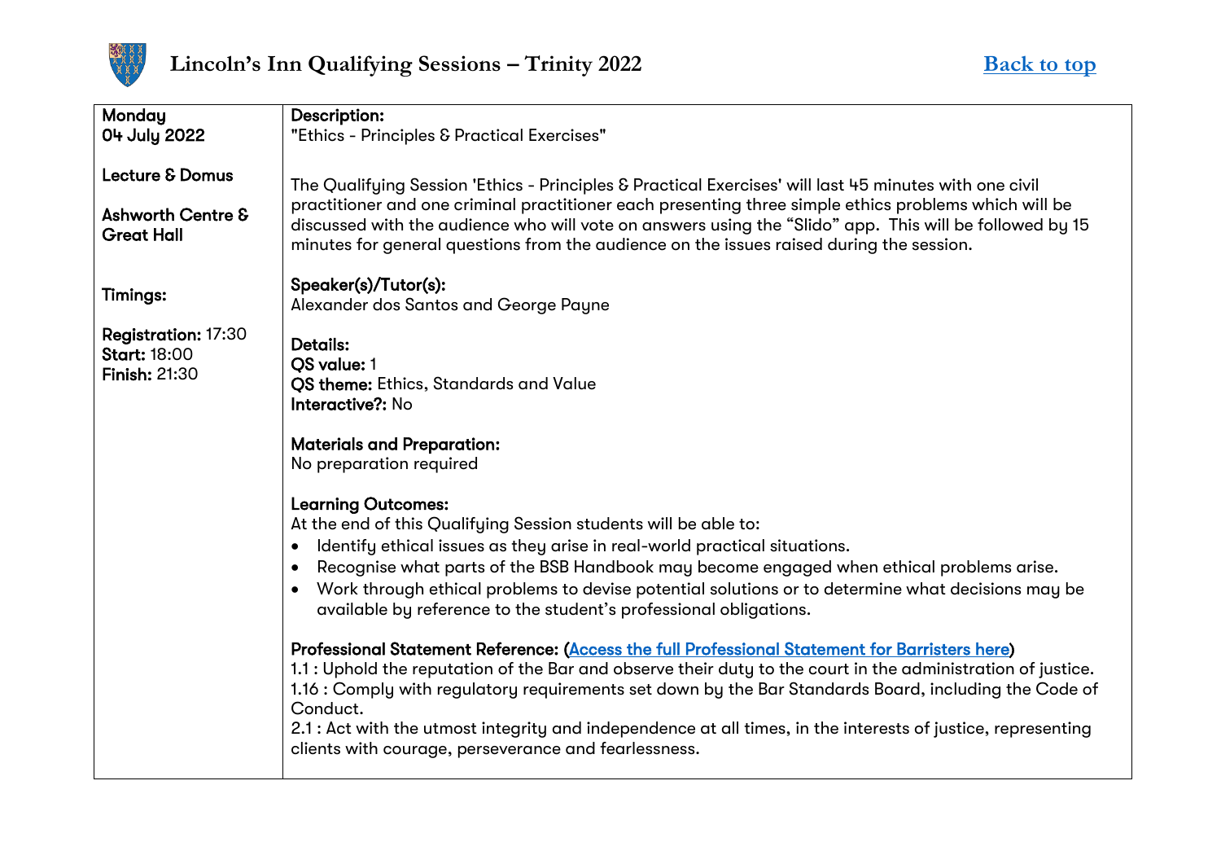| Monday 04 July 2022<br><br>**Lecture & Domus**<br><br>**Ashworth Centre & Great Hall**<br><br>**Timings:**<br><br>**Registration:** 17:30<br>**Start:** 18:00<br>**Finish:** 21:30 | **Description:**<br>"Ethics - Principles & Practical Exercises"<br><br>The Qualifying Session 'Ethics - Principles & Practical Exercises' will last 45 minutes with one civil practitioner and one criminal practitioner each presenting three simple ethics problems which will be discussed with the audience who will vote on answers using the "Slido" app. This will be followed by 15 minutes for general questions from the audience on the issues raised during the session.<br><br>**Speaker(s)/Tutor(s):**<br>Alexander dos Santos and George Payne<br><br>**Details:**<br>**QS value:** 1<br>**QS theme:** Ethics, Standards and Value<br>**Interactive?:** No<br><br>**Materials and Preparation:**<br>No preparation required<br><br>**Learning Outcomes:**<br>At the end of this Qualifying Session students will be able to:<br>• Identify ethical issues as they arise in real-world practical situations.<br>• Recognise what parts of the BSB Handbook may become engaged when ethical problems arise.<br>• Work through ethical problems to devise potential solutions or to determine what decisions may be available by reference to the student's professional obligations.<br><br>**Professional Statement Reference:** (Access the full Professional Statement for Barristers here)<br>1.1 : Uphold the reputation of the Bar and observe their duty to the court in the administration of justice.<br>1.16 : Comply with regulatory requirements set down by the Bar Standards Board, including the Code of Conduct.<br>2.1 : Act with the utmost integrity and independence at all times, in the interests of justice, representing clients with courage, perseverance and fearlessness. |
|---|---|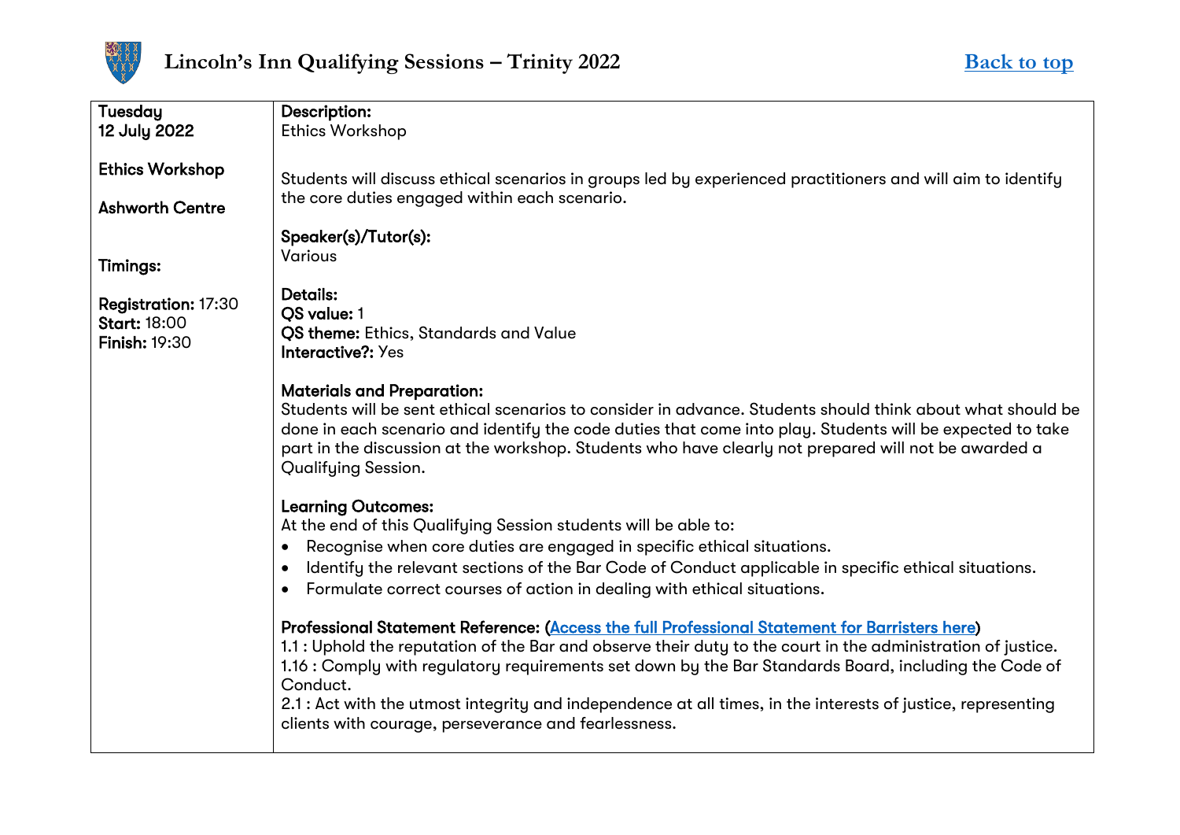| Tuesday 12 July 2022<br><br>**Ethics Workshop**<br><br>**Ashworth Centre**<br><br>**Timings:**<br><br>**Registration:** 17:30<br>**Start:** 18:00<br>**Finish:** 19:30 | **Description:**<br>Ethics Workshop<br><br>Students will discuss ethical scenarios in groups led by experienced practitioners and will aim to identify the core duties engaged within each scenario.<br><br>**Speaker(s)/Tutor(s):**<br>Various<br><br>**Details:**<br>**QS value:** 1<br>**QS theme:** Ethics, Standards and Value<br>**Interactive?:** Yes<br><br>**Materials and Preparation:**<br>Students will be sent ethical scenarios to consider in advance. Students should think about what should be done in each scenario and identify the code duties that come into play. Students will be expected to take part in the discussion at the workshop. Students who have clearly not prepared will not be awarded a Qualifying Session.<br><br>**Learning Outcomes:**<br>At the end of this Qualifying Session students will be able to:<br>• Recognise when core duties are engaged in specific ethical situations.<br>• Identify the relevant sections of the Bar Code of Conduct applicable in specific ethical situations.<br>• Formulate correct courses of action in dealing with ethical situations.<br><br>**Professional Statement Reference:** (Access the full Professional Statement for Barristers here)<br>1.1 : Uphold the reputation of the Bar and observe their duty to the court in the administration of justice.<br>1.16 : Comply with regulatory requirements set down by the Bar Standards Board, including the Code of Conduct.<br>2.1 : Act with the utmost integrity and independence at all times, in the interests of justice, representing clients with courage, perseverance and fearlessness. |
|---|---|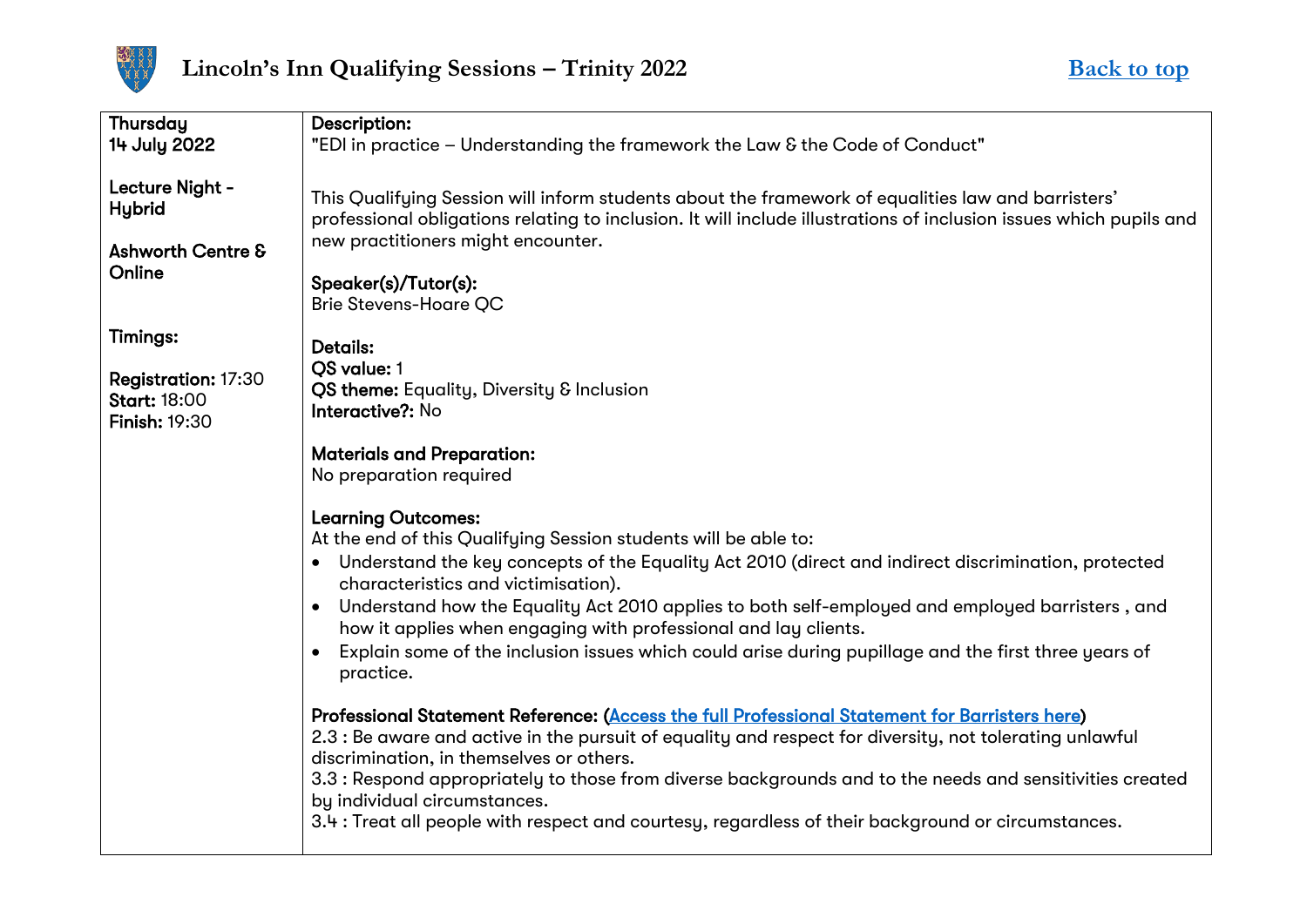| Thursday 14 July 2022<br><br>**Lecture Night - Hybrid**<br><br>**Ashworth Centre & Online**<br><br>**Timings:**<br><br>**Registration:** 17:30<br>**Start:** 18:00<br>**Finish:** 19:30 | **Description:**<br>"EDI in practice – Understanding the framework the Law & the Code of Conduct"<br><br>This Qualifying Session will inform students about the framework of equalities law and barristers' professional obligations relating to inclusion. It will include illustrations of inclusion issues which pupils and new practitioners might encounter.<br><br>**Speaker(s)/Tutor(s):**<br>Brie Stevens-Hoare QC<br><br>**Details:**<br>**QS value:** 1<br>**QS theme:** Equality, Diversity & Inclusion<br>**Interactive?:** No<br><br>**Materials and Preparation:**<br>No preparation required<br><br>**Learning Outcomes:**<br>At the end of this Qualifying Session students will be able to:<br>• Understand the key concepts of the Equality Act 2010 (direct and indirect discrimination, protected characteristics and victimisation).<br>• Understand how the Equality Act 2010 applies to both self-employed and employed barristers , and how it applies when engaging with professional and lay clients.<br>• Explain some of the inclusion issues which could arise during pupillage and the first three years of practice.<br><br>**Professional Statement Reference: (Access the full Professional Statement for Barristers here)**<br>2.3 : Be aware and active in the pursuit of equality and respect for diversity, not tolerating unlawful discrimination, in themselves or others.<br>3.3 : Respond appropriately to those from diverse backgrounds and to the needs and sensitivities created by individual circumstances.<br>3.4 : Treat all people with respect and courtesy, regardless of their background or circumstances. |
|---|---|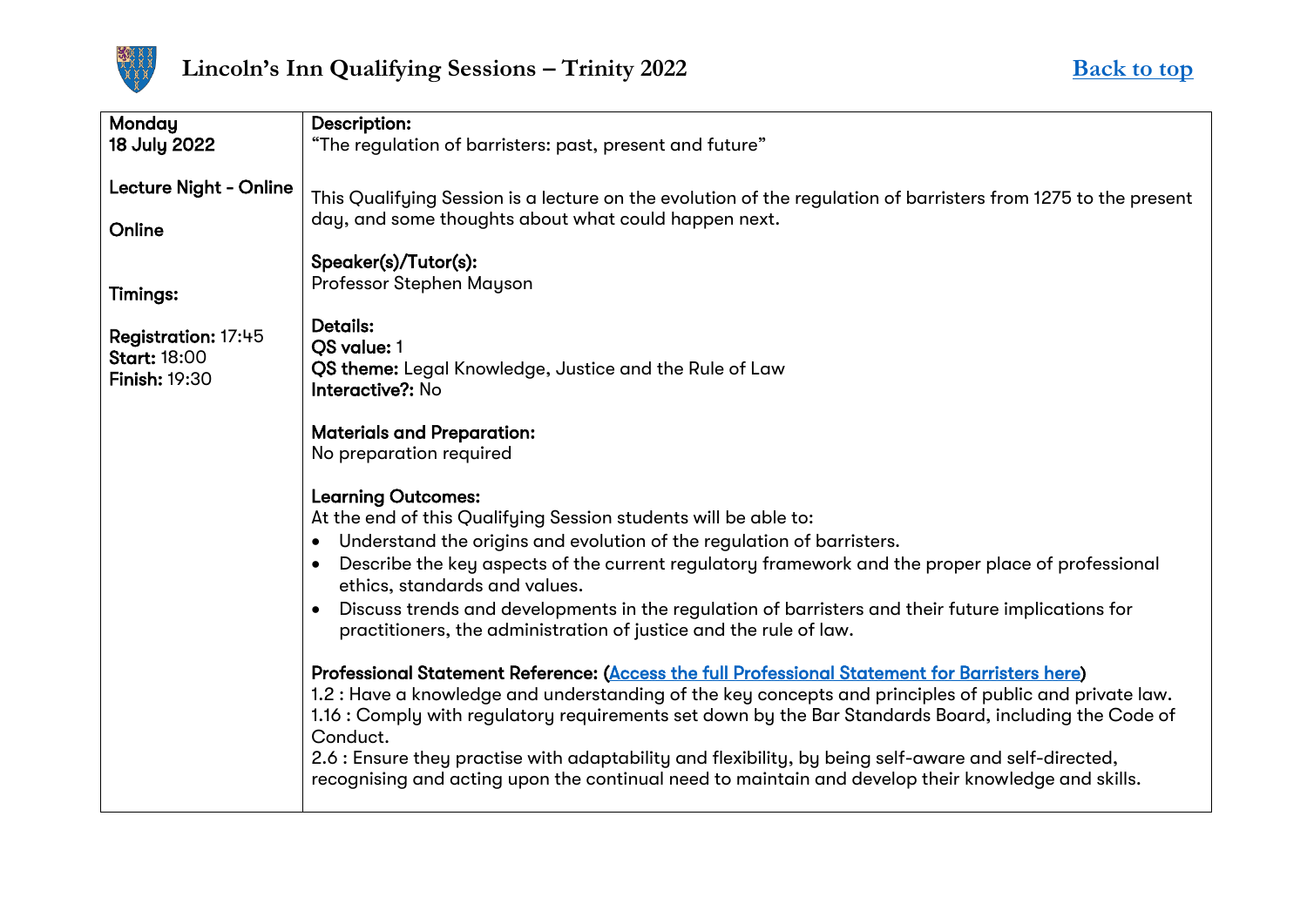| | |
|---|---|
| **Monday**<br>**18 July 2022**<br><br>**Lecture Night - Online**<br><br>**Online**<br><br>**Timings:**<br><br>**Registration:** 17:45<br>**Start:** 18:00<br>**Finish:** 19:30 | **Description:**<br>"The regulation of barristers: past, present and future"<br><br>This Qualifying Session is a lecture on the evolution of the regulation of barristers from 1275 to the present day, and some thoughts about what could happen next.<br><br>**Speaker(s)/Tutor(s):**<br>Professor Stephen Mayson<br><br>**Details:**<br>**QS value:** 1<br>**QS theme:** Legal Knowledge, Justice and the Rule of Law<br>**Interactive?:** No<br><br>**Materials and Preparation:**<br>No preparation required<br><br>**Learning Outcomes:**<br>At the end of this Qualifying Session students will be able to:<br>• Understand the origins and evolution of the regulation of barristers.<br>• Describe the key aspects of the current regulatory framework and the proper place of professional ethics, standards and values.<br>• Discuss trends and developments in the regulation of barristers and their future implications for practitioners, the administration of justice and the rule of law.<br><br>**Professional Statement Reference: (Access the full Professional Statement for Barristers here)**<br>1.2 : Have a knowledge and understanding of the key concepts and principles of public and private law.<br>1.16 : Comply with regulatory requirements set down by the Bar Standards Board, including the Code of Conduct.<br>2.6 : Ensure they practise with adaptability and flexibility, by being self-aware and self-directed, recognising and acting upon the continual need to maintain and develop their knowledge and skills. |